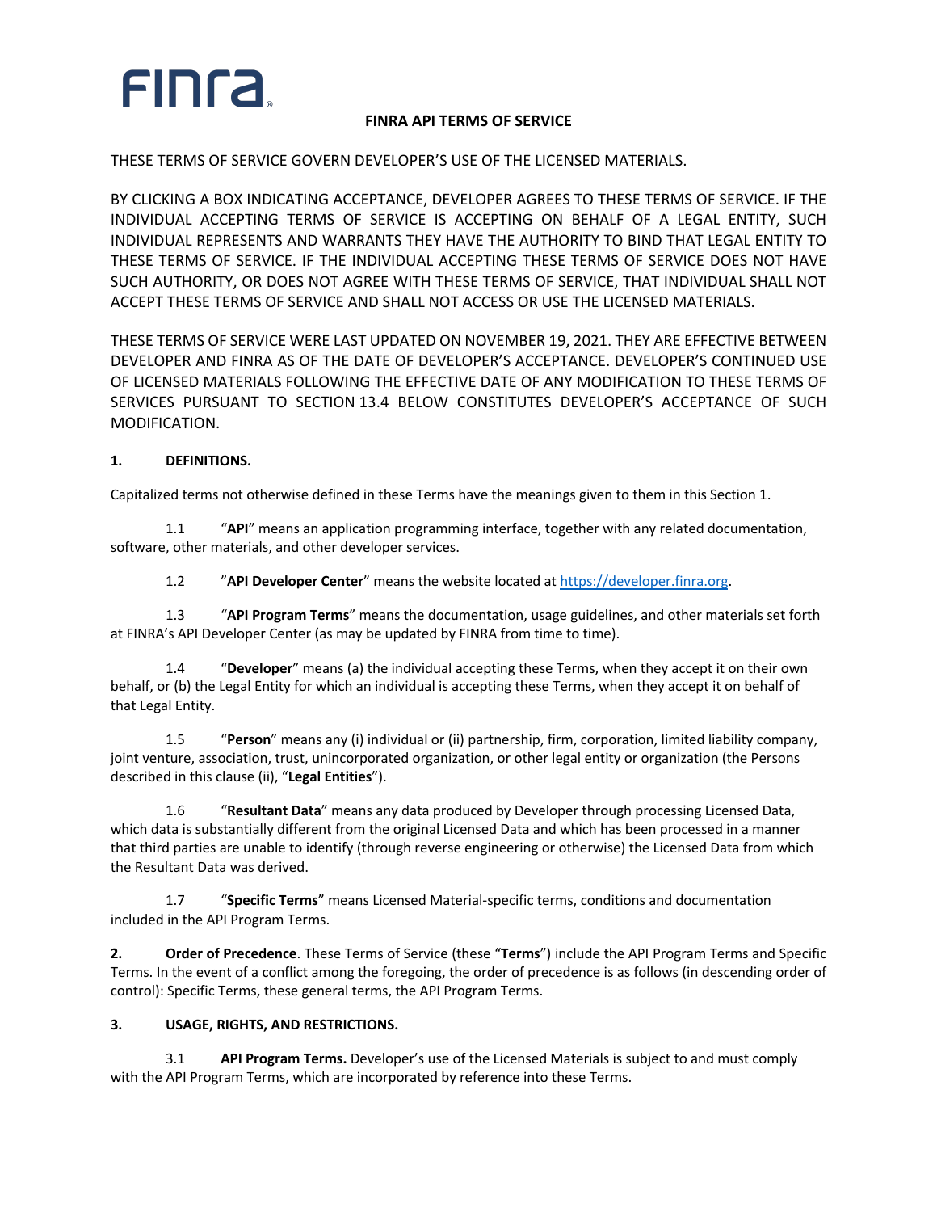# FINRA API TERMS OF SERVICE

THESE TERMS OF SERVICE GOVERN DEVELOPER'S USE OF THE LICENSED MATERIALS.

BY CLICKING A BOX INDICATING ACCEPTANCE, DEVELOPER AGREES TO THESE TERMS OF SERVICE. IF THE INDIVIDUAL ACCEPTING TERMS OF SERVICE IS ACCEPTING ON BEHALF OF A LEGAL ENTITY, SUCH INDIVIDUAL REPRESENTS AND WARRANTS THEY HAVE THE AUTHORITY TO BIND THAT LEGAL ENTITY TO THESE TERMS OF SERVICE. IF THE INDIVIDUAL ACCEPTING THESE TERMS OF SERVICE DOES NOT HAVE SUCH AUTHORITY, OR DOES NOT AGREE WITH THESE TERMS OF SERVICE, THAT INDIVIDUAL SHALL NOT ACCEPT THESE TERMS OF SERVICE AND SHALL NOT ACCESS OR USE THE LICENSED MATERIALS.

THESE TERMS OF SERVICE WERE LAST UPDATED ON NOVEMBER 19, 2021. THEY ARE EFFECTIVE BETWEEN DEVELOPER AND FINRA AS OF THE DATE OF DEVELOPER'S ACCEPTANCE. DEVELOPER'S CONTINUED USE OF LICENSED MATERIALS FOLLOWING THE EFFECTIVE DATE OF ANY MODIFICATION TO THESE TERMS OF SERVICES PURSUANT TO SECTION 13.4 BELOW CONSTITUTES DEVELOPER'S ACCEPTANCE OF SUCH MODIFICATION.

## 1. DEFINITIONS.

Capitalized terms not otherwise defined in these Terms have the meanings given to them in this Section 1.

1.1 "**API**" means an application programming interface, together with any related documentation, software, other materials, and other developer services.

1.2 "**API Developer Center**" means the website located at [https://developer.finra.org](https://developer.finra.org).

1.3 "**API Program Terms**" means the documentation, usage guidelines, and other materials set forth at FINRA's API Developer Center (as may be updated by FINRA from time to time).

1.4 "**Developer**" means (a) the individual accepting these Terms, when they accept it on their own behalf, or (b) the Legal Entity for which an individual is accepting these Terms, when they accept it on behalf of that Legal Entity.

1.5 "**Person**" means any (i) individual or (ii) partnership, firm, corporation, limited liability company, joint venture, association, trust, unincorporated organization, or other legal entity or organization (the Persons described in this clause (ii), "**Legal Entities**").

1.6 "**Resultant Data**" means any data produced by Developer through processing Licensed Data, which data is substantially different from the original Licensed Data and which has been processed in a manner that third parties are unable to identify (through reverse engineering or otherwise) the Licensed Data from which the Resultant Data was derived.

1.7 "**Specific Terms**" means Licensed Material-specific terms, conditions and documentation included in the API Program Terms.

**2. Order of Precedence**. These Terms of Service (these "**Terms**") include the API Program Terms and Specific Terms. In the event of a conflict among the foregoing, the order of precedence is as follows (in descending order of control): Specific Terms, these general terms, the API Program Terms.

## 3. USAGE, RIGHTS, AND RESTRICTIONS.

3.1 **API Program Terms.** Developer's use of the Licensed Materials is subject to and must comply with the API Program Terms, which are incorporated by reference into these Terms.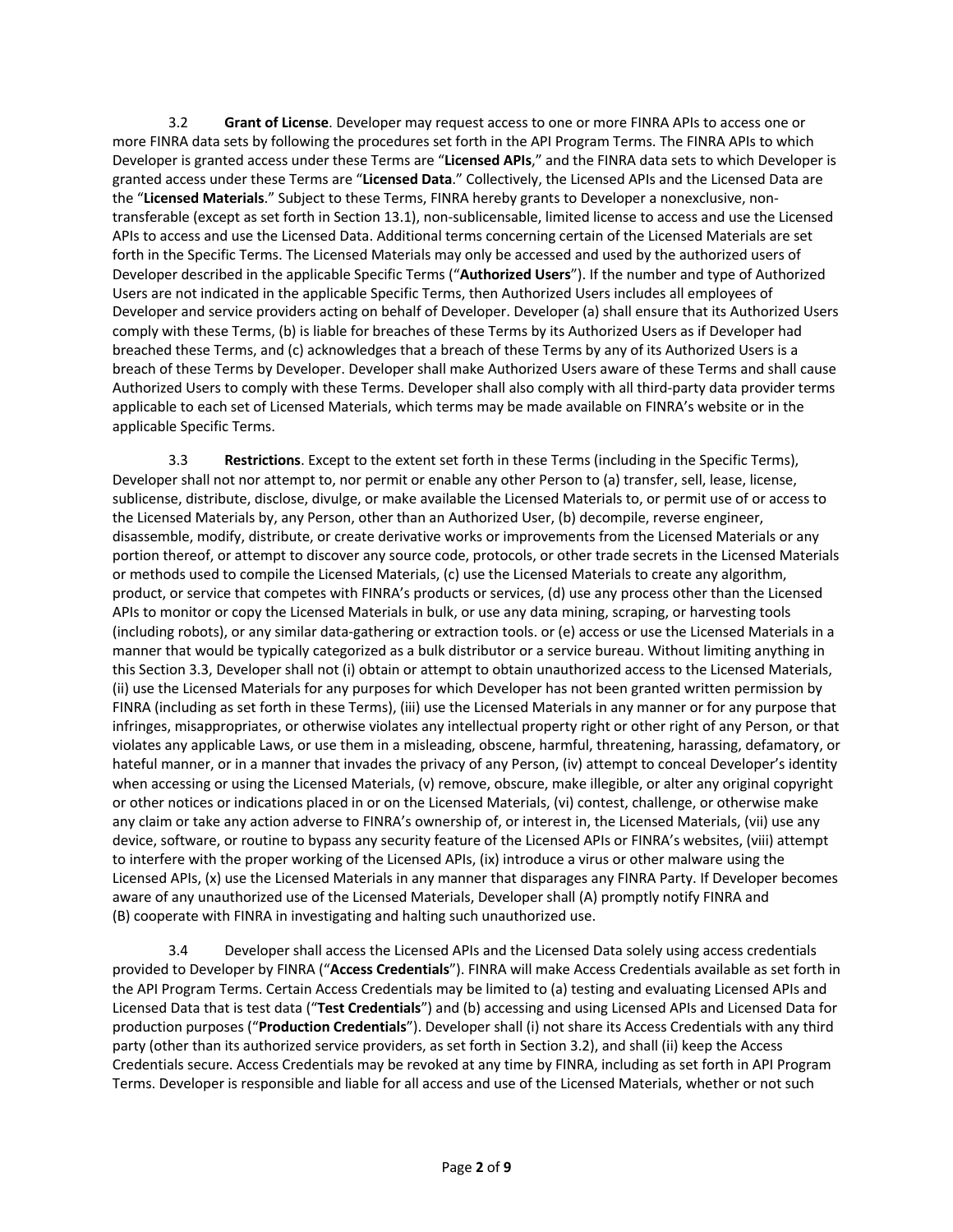3.2 **Grant of License**. Developer may request access to one or more FINRA APIs to access one or more FINRA data sets by following the procedures set forth in the API Program Terms. The FINRA APIs to which Developer is granted access under these Terms are "**Licensed APIs**," and the FINRA data sets to which Developer is granted access under these Terms are "**Licensed Data**." Collectively, the Licensed APIs and the Licensed Data are the "**Licensed Materials**." Subject to these Terms, FINRA hereby grants to Developer a nonexclusive, non-transferable (except as set forth in Section 13.1), non-sublicensable, limited license to access and use the Licensed APIs to access and use the Licensed Data. Additional terms concerning certain of the Licensed Materials are set forth in the Specific Terms. The Licensed Materials may only be accessed and used by the authorized users of Developer described in the applicable Specific Terms ("**Authorized Users**"). If the number and type of Authorized Users are not indicated in the applicable Specific Terms, then Authorized Users includes all employees of Developer and service providers acting on behalf of Developer. Developer (a) shall ensure that its Authorized Users comply with these Terms, (b) is liable for breaches of these Terms by its Authorized Users as if Developer had breached these Terms, and (c) acknowledges that a breach of these Terms by any of its Authorized Users is a breach of these Terms by Developer. Developer shall make Authorized Users aware of these Terms and shall cause Authorized Users to comply with these Terms. Developer shall also comply with all third-party data provider terms applicable to each set of Licensed Materials, which terms may be made available on FINRA's website or in the applicable Specific Terms.

3.3 **Restrictions**. Except to the extent set forth in these Terms (including in the Specific Terms), Developer shall not nor attempt to, nor permit or enable any other Person to (a) transfer, sell, lease, license, sublicense, distribute, disclose, divulge, or make available the Licensed Materials to, or permit use of or access to the Licensed Materials by, any Person, other than an Authorized User, (b) decompile, reverse engineer, disassemble, modify, distribute, or create derivative works or improvements from the Licensed Materials or any portion thereof, or attempt to discover any source code, protocols, or other trade secrets in the Licensed Materials or methods used to compile the Licensed Materials, (c) use the Licensed Materials to create any algorithm, product, or service that competes with FINRA's products or services, (d) use any process other than the Licensed APIs to monitor or copy the Licensed Materials in bulk, or use any data mining, scraping, or harvesting tools (including robots), or any similar data-gathering or extraction tools. or (e) access or use the Licensed Materials in a manner that would be typically categorized as a bulk distributor or a service bureau. Without limiting anything in this Section 3.3, Developer shall not (i) obtain or attempt to obtain unauthorized access to the Licensed Materials, (ii) use the Licensed Materials for any purposes for which Developer has not been granted written permission by FINRA (including as set forth in these Terms), (iii) use the Licensed Materials in any manner or for any purpose that infringes, misappropriates, or otherwise violates any intellectual property right or other right of any Person, or that violates any applicable Laws, or use them in a misleading, obscene, harmful, threatening, harassing, defamatory, or hateful manner, or in a manner that invades the privacy of any Person, (iv) attempt to conceal Developer's identity when accessing or using the Licensed Materials, (v) remove, obscure, make illegible, or alter any original copyright or other notices or indications placed in or on the Licensed Materials, (vi) contest, challenge, or otherwise make any claim or take any action adverse to FINRA's ownership of, or interest in, the Licensed Materials, (vii) use any device, software, or routine to bypass any security feature of the Licensed APIs or FINRA's websites, (viii) attempt to interfere with the proper working of the Licensed APIs, (ix) introduce a virus or other malware using the Licensed APIs, (x) use the Licensed Materials in any manner that disparages any FINRA Party. If Developer becomes aware of any unauthorized use of the Licensed Materials, Developer shall (A) promptly notify FINRA and (B) cooperate with FINRA in investigating and halting such unauthorized use.

3.4 Developer shall access the Licensed APIs and the Licensed Data solely using access credentials provided to Developer by FINRA ("**Access Credentials**"). FINRA will make Access Credentials available as set forth in the API Program Terms. Certain Access Credentials may be limited to (a) testing and evaluating Licensed APIs and Licensed Data that is test data ("**Test Credentials**") and (b) accessing and using Licensed APIs and Licensed Data for production purposes ("**Production Credentials**"). Developer shall (i) not share its Access Credentials with any third party (other than its authorized service providers, as set forth in Section 3.2), and shall (ii) keep the Access Credentials secure. Access Credentials may be revoked at any time by FINRA, including as set forth in API Program Terms. Developer is responsible and liable for all access and use of the Licensed Materials, whether or not such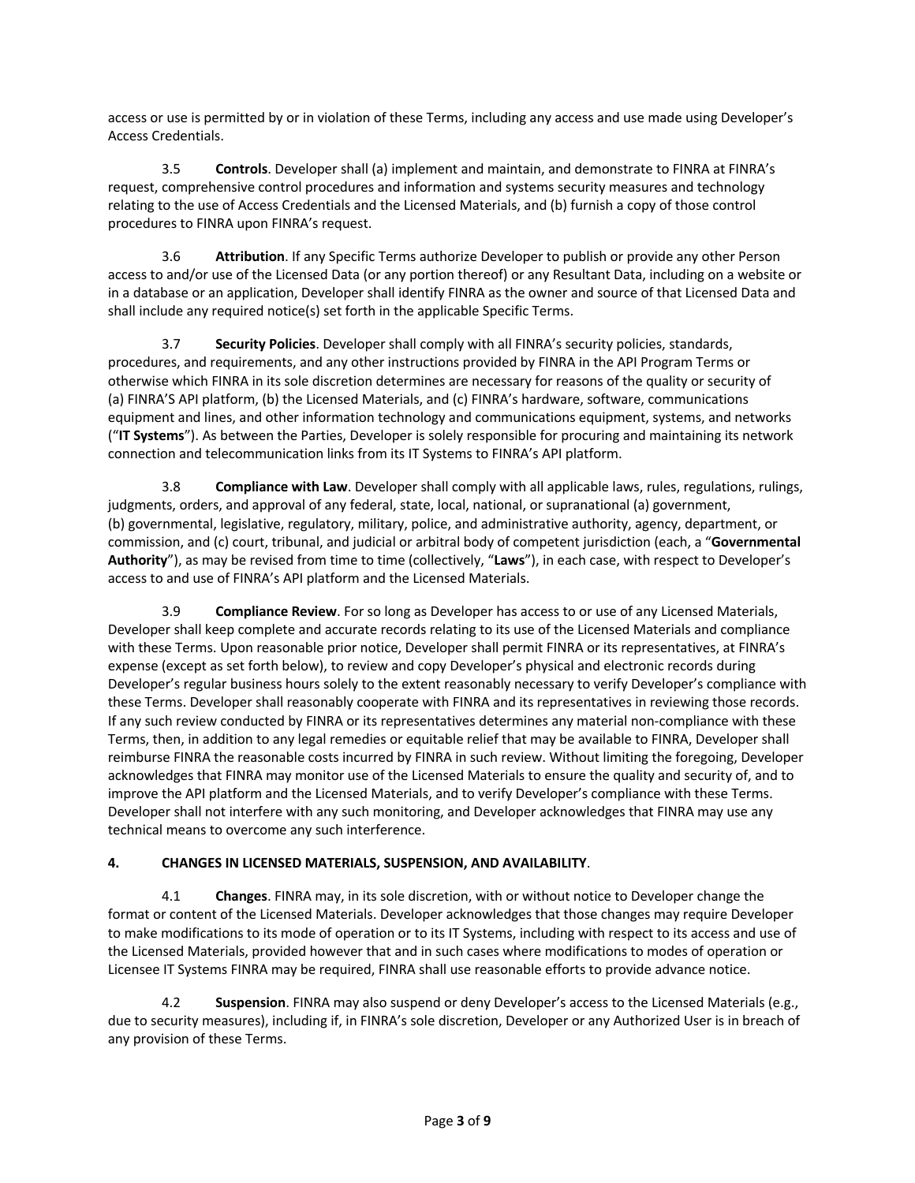access or use is permitted by or in violation of these Terms, including any access and use made using Developer's Access Credentials.

3.5 **Controls**. Developer shall (a) implement and maintain, and demonstrate to FINRA at FINRA's request, comprehensive control procedures and information and systems security measures and technology relating to the use of Access Credentials and the Licensed Materials, and (b) furnish a copy of those control procedures to FINRA upon FINRA's request.

3.6 **Attribution**. If any Specific Terms authorize Developer to publish or provide any other Person access to and/or use of the Licensed Data (or any portion thereof) or any Resultant Data, including on a website or in a database or an application, Developer shall identify FINRA as the owner and source of that Licensed Data and shall include any required notice(s) set forth in the applicable Specific Terms.

3.7 **Security Policies**. Developer shall comply with all FINRA's security policies, standards, procedures, and requirements, and any other instructions provided by FINRA in the API Program Terms or otherwise which FINRA in its sole discretion determines are necessary for reasons of the quality or security of (a) FINRA'S API platform, (b) the Licensed Materials, and (c) FINRA's hardware, software, communications equipment and lines, and other information technology and communications equipment, systems, and networks ("**IT Systems**"). As between the Parties, Developer is solely responsible for procuring and maintaining its network connection and telecommunication links from its IT Systems to FINRA's API platform.

3.8 **Compliance with Law**. Developer shall comply with all applicable laws, rules, regulations, rulings, judgments, orders, and approval of any federal, state, local, national, or supranational (a) government, (b) governmental, legislative, regulatory, military, police, and administrative authority, agency, department, or commission, and (c) court, tribunal, and judicial or arbitral body of competent jurisdiction (each, a "**Governmental Authority**"), as may be revised from time to time (collectively, "**Laws**"), in each case, with respect to Developer's access to and use of FINRA's API platform and the Licensed Materials.

3.9 **Compliance Review**. For so long as Developer has access to or use of any Licensed Materials, Developer shall keep complete and accurate records relating to its use of the Licensed Materials and compliance with these Terms. Upon reasonable prior notice, Developer shall permit FINRA or its representatives, at FINRA's expense (except as set forth below), to review and copy Developer's physical and electronic records during Developer's regular business hours solely to the extent reasonably necessary to verify Developer's compliance with these Terms. Developer shall reasonably cooperate with FINRA and its representatives in reviewing those records. If any such review conducted by FINRA or its representatives determines any material non-compliance with these Terms, then, in addition to any legal remedies or equitable relief that may be available to FINRA, Developer shall reimburse FINRA the reasonable costs incurred by FINRA in such review. Without limiting the foregoing, Developer acknowledges that FINRA may monitor use of the Licensed Materials to ensure the quality and security of, and to improve the API platform and the Licensed Materials, and to verify Developer's compliance with these Terms. Developer shall not interfere with any such monitoring, and Developer acknowledges that FINRA may use any technical means to overcome any such interference.

## 4. CHANGES IN LICENSED MATERIALS, SUSPENSION, AND AVAILABILITY.

4.1 **Changes**. FINRA may, in its sole discretion, with or without notice to Developer change the format or content of the Licensed Materials. Developer acknowledges that those changes may require Developer to make modifications to its mode of operation or to its IT Systems, including with respect to its access and use of the Licensed Materials, provided however that and in such cases where modifications to modes of operation or Licensee IT Systems FINRA may be required, FINRA shall use reasonable efforts to provide advance notice.

4.2 **Suspension**. FINRA may also suspend or deny Developer's access to the Licensed Materials (e.g., due to security measures), including if, in FINRA's sole discretion, Developer or any Authorized User is in breach of any provision of these Terms.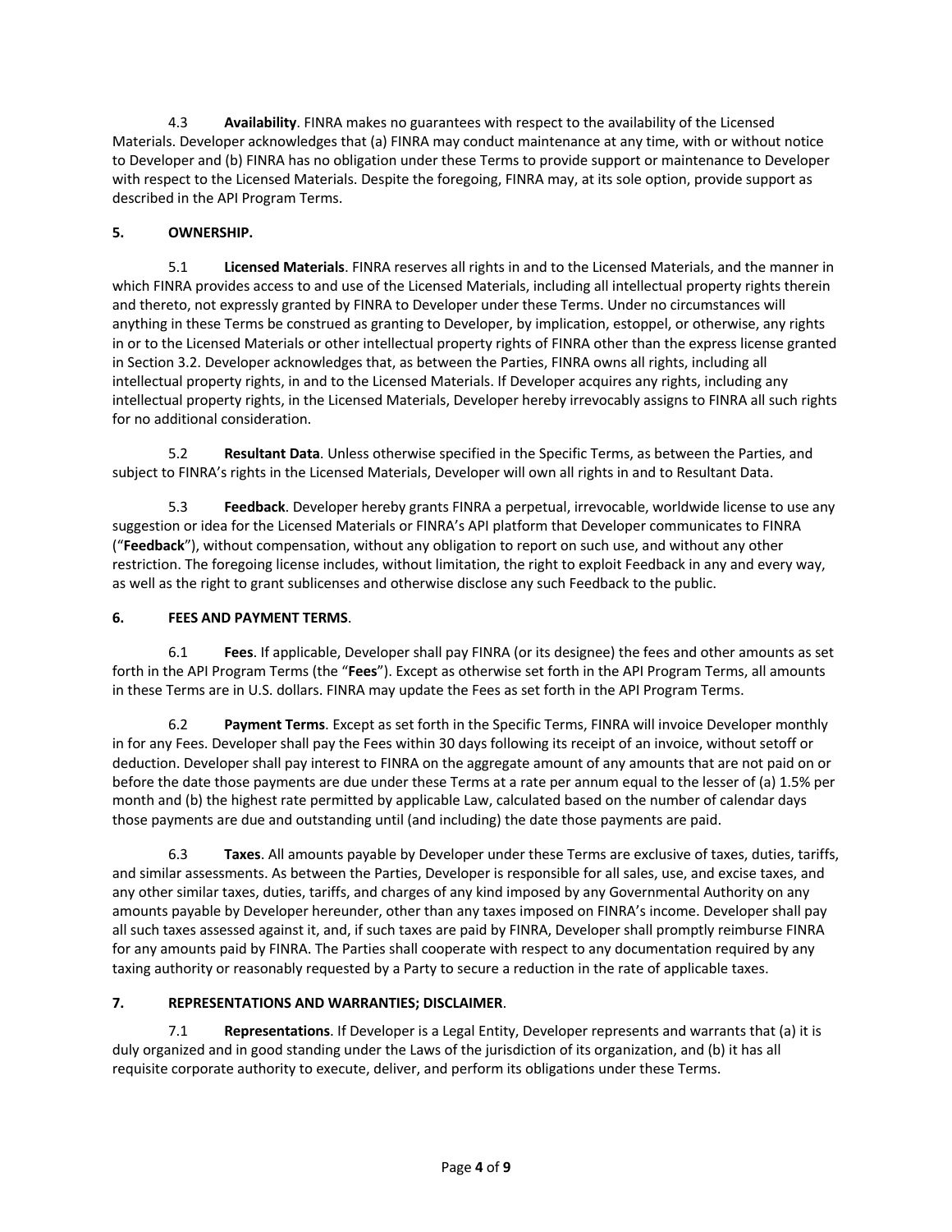4.3 **Availability**. FINRA makes no guarantees with respect to the availability of the Licensed Materials. Developer acknowledges that (a) FINRA may conduct maintenance at any time, with or without notice to Developer and (b) FINRA has no obligation under these Terms to provide support or maintenance to Developer with respect to the Licensed Materials. Despite the foregoing, FINRA may, at its sole option, provide support as described in the API Program Terms.

**5. OWNERSHIP.**

5.1 **Licensed Materials**. FINRA reserves all rights in and to the Licensed Materials, and the manner in which FINRA provides access to and use of the Licensed Materials, including all intellectual property rights therein and thereto, not expressly granted by FINRA to Developer under these Terms. Under no circumstances will anything in these Terms be construed as granting to Developer, by implication, estoppel, or otherwise, any rights in or to the Licensed Materials or other intellectual property rights of FINRA other than the express license granted in Section 3.2. Developer acknowledges that, as between the Parties, FINRA owns all rights, including all intellectual property rights, in and to the Licensed Materials. If Developer acquires any rights, including any intellectual property rights, in the Licensed Materials, Developer hereby irrevocably assigns to FINRA all such rights for no additional consideration.

5.2 **Resultant Data**. Unless otherwise specified in the Specific Terms, as between the Parties, and subject to FINRA's rights in the Licensed Materials, Developer will own all rights in and to Resultant Data.

5.3 **Feedback**. Developer hereby grants FINRA a perpetual, irrevocable, worldwide license to use any suggestion or idea for the Licensed Materials or FINRA's API platform that Developer communicates to FINRA ("**Feedback**"), without compensation, without any obligation to report on such use, and without any other restriction. The foregoing license includes, without limitation, the right to exploit Feedback in any and every way, as well as the right to grant sublicenses and otherwise disclose any such Feedback to the public.

**6. FEES AND PAYMENT TERMS**.

6.1 **Fees**. If applicable, Developer shall pay FINRA (or its designee) the fees and other amounts as set forth in the API Program Terms (the "**Fees**"). Except as otherwise set forth in the API Program Terms, all amounts in these Terms are in U.S. dollars. FINRA may update the Fees as set forth in the API Program Terms.

6.2 **Payment Terms**. Except as set forth in the Specific Terms, FINRA will invoice Developer monthly in for any Fees. Developer shall pay the Fees within 30 days following its receipt of an invoice, without setoff or deduction. Developer shall pay interest to FINRA on the aggregate amount of any amounts that are not paid on or before the date those payments are due under these Terms at a rate per annum equal to the lesser of (a) 1.5% per month and (b) the highest rate permitted by applicable Law, calculated based on the number of calendar days those payments are due and outstanding until (and including) the date those payments are paid.

6.3 **Taxes**. All amounts payable by Developer under these Terms are exclusive of taxes, duties, tariffs, and similar assessments. As between the Parties, Developer is responsible for all sales, use, and excise taxes, and any other similar taxes, duties, tariffs, and charges of any kind imposed by any Governmental Authority on any amounts payable by Developer hereunder, other than any taxes imposed on FINRA's income. Developer shall pay all such taxes assessed against it, and, if such taxes are paid by FINRA, Developer shall promptly reimburse FINRA for any amounts paid by FINRA. The Parties shall cooperate with respect to any documentation required by any taxing authority or reasonably requested by a Party to secure a reduction in the rate of applicable taxes.

**7. REPRESENTATIONS AND WARRANTIES; DISCLAIMER**.

7.1 **Representations**. If Developer is a Legal Entity, Developer represents and warrants that (a) it is duly organized and in good standing under the Laws of the jurisdiction of its organization, and (b) it has all requisite corporate authority to execute, deliver, and perform its obligations under these Terms.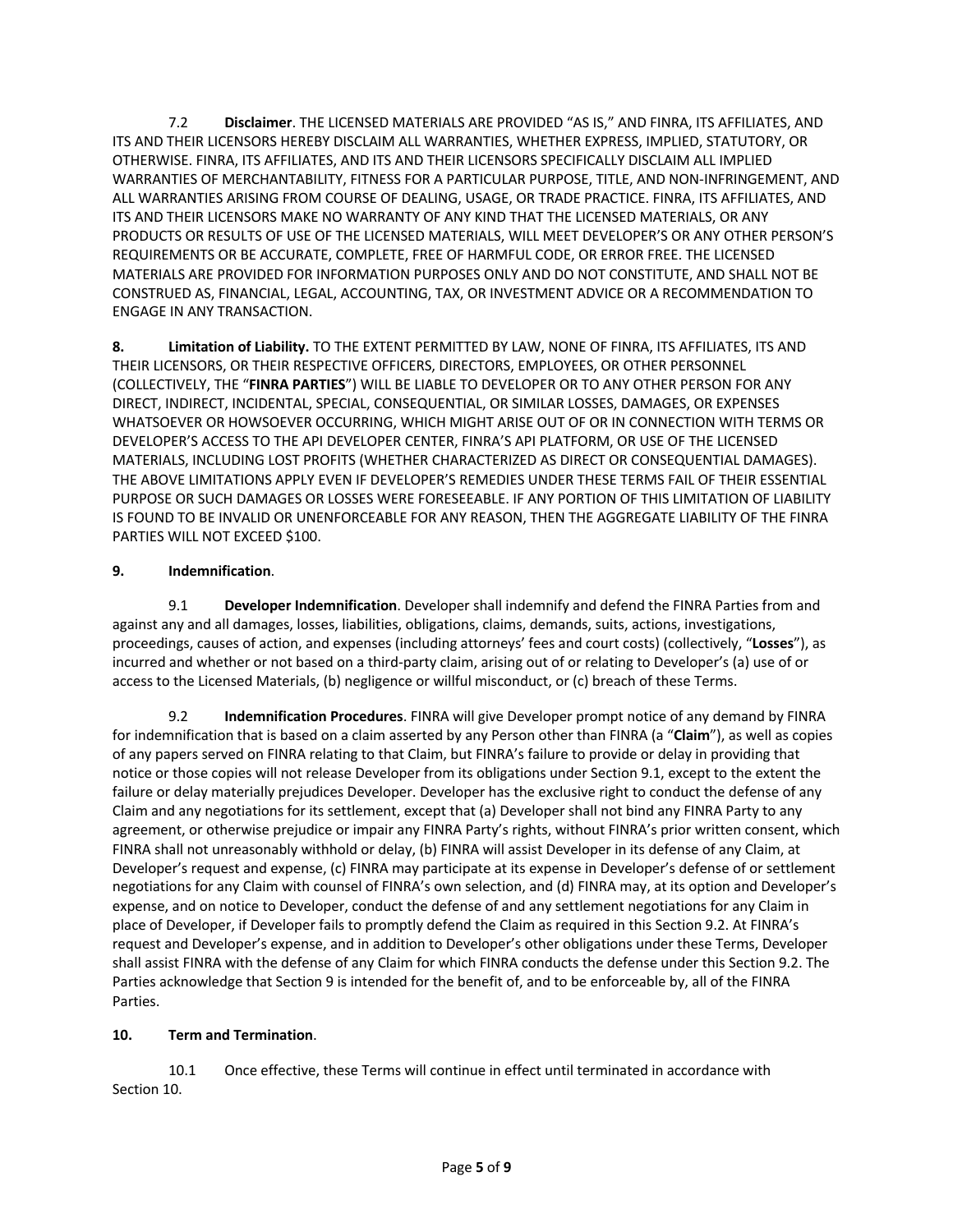7.2 **Disclaimer**. THE LICENSED MATERIALS ARE PROVIDED "AS IS," AND FINRA, ITS AFFILIATES, AND ITS AND THEIR LICENSORS HEREBY DISCLAIM ALL WARRANTIES, WHETHER EXPRESS, IMPLIED, STATUTORY, OR OTHERWISE. FINRA, ITS AFFILIATES, AND ITS AND THEIR LICENSORS SPECIFICALLY DISCLAIM ALL IMPLIED WARRANTIES OF MERCHANTABILITY, FITNESS FOR A PARTICULAR PURPOSE, TITLE, AND NON-INFRINGEMENT, AND ALL WARRANTIES ARISING FROM COURSE OF DEALING, USAGE, OR TRADE PRACTICE. FINRA, ITS AFFILIATES, AND ITS AND THEIR LICENSORS MAKE NO WARRANTY OF ANY KIND THAT THE LICENSED MATERIALS, OR ANY PRODUCTS OR RESULTS OF USE OF THE LICENSED MATERIALS, WILL MEET DEVELOPER'S OR ANY OTHER PERSON'S REQUIREMENTS OR BE ACCURATE, COMPLETE, FREE OF HARMFUL CODE, OR ERROR FREE. THE LICENSED MATERIALS ARE PROVIDED FOR INFORMATION PURPOSES ONLY AND DO NOT CONSTITUTE, AND SHALL NOT BE CONSTRUED AS, FINANCIAL, LEGAL, ACCOUNTING, TAX, OR INVESTMENT ADVICE OR A RECOMMENDATION TO ENGAGE IN ANY TRANSACTION.

**8. Limitation of Liability.** TO THE EXTENT PERMITTED BY LAW, NONE OF FINRA, ITS AFFILIATES, ITS AND THEIR LICENSORS, OR THEIR RESPECTIVE OFFICERS, DIRECTORS, EMPLOYEES, OR OTHER PERSONNEL (COLLECTIVELY, THE "**FINRA PARTIES**") WILL BE LIABLE TO DEVELOPER OR TO ANY OTHER PERSON FOR ANY DIRECT, INDIRECT, INCIDENTAL, SPECIAL, CONSEQUENTIAL, OR SIMILAR LOSSES, DAMAGES, OR EXPENSES WHATSOEVER OR HOWSOEVER OCCURRING, WHICH MIGHT ARISE OUT OF OR IN CONNECTION WITH TERMS OR DEVELOPER'S ACCESS TO THE API DEVELOPER CENTER, FINRA'S API PLATFORM, OR USE OF THE LICENSED MATERIALS, INCLUDING LOST PROFITS (WHETHER CHARACTERIZED AS DIRECT OR CONSEQUENTIAL DAMAGES). THE ABOVE LIMITATIONS APPLY EVEN IF DEVELOPER'S REMEDIES UNDER THESE TERMS FAIL OF THEIR ESSENTIAL PURPOSE OR SUCH DAMAGES OR LOSSES WERE FORESEEABLE. IF ANY PORTION OF THIS LIMITATION OF LIABILITY IS FOUND TO BE INVALID OR UNENFORCEABLE FOR ANY REASON, THEN THE AGGREGATE LIABILITY OF THE FINRA PARTIES WILL NOT EXCEED $100.

**9. Indemnification**.

9.1 **Developer Indemnification**. Developer shall indemnify and defend the FINRA Parties from and against any and all damages, losses, liabilities, obligations, claims, demands, suits, actions, investigations, proceedings, causes of action, and expenses (including attorneys' fees and court costs) (collectively, "**Losses**"), as incurred and whether or not based on a third-party claim, arising out of or relating to Developer's (a) use of or access to the Licensed Materials, (b) negligence or willful misconduct, or (c) breach of these Terms.

9.2 **Indemnification Procedures**. FINRA will give Developer prompt notice of any demand by FINRA for indemnification that is based on a claim asserted by any Person other than FINRA (a "**Claim**"), as well as copies of any papers served on FINRA relating to that Claim, but FINRA's failure to provide or delay in providing that notice or those copies will not release Developer from its obligations under Section 9.1, except to the extent the failure or delay materially prejudices Developer. Developer has the exclusive right to conduct the defense of any Claim and any negotiations for its settlement, except that (a) Developer shall not bind any FINRA Party to any agreement, or otherwise prejudice or impair any FINRA Party's rights, without FINRA's prior written consent, which FINRA shall not unreasonably withhold or delay, (b) FINRA will assist Developer in its defense of any Claim, at Developer's request and expense, (c) FINRA may participate at its expense in Developer's defense of or settlement negotiations for any Claim with counsel of FINRA's own selection, and (d) FINRA may, at its option and Developer's expense, and on notice to Developer, conduct the defense of and any settlement negotiations for any Claim in place of Developer, if Developer fails to promptly defend the Claim as required in this Section 9.2. At FINRA's request and Developer's expense, and in addition to Developer's other obligations under these Terms, Developer shall assist FINRA with the defense of any Claim for which FINRA conducts the defense under this Section 9.2. The Parties acknowledge that Section 9 is intended for the benefit of, and to be enforceable by, all of the FINRA Parties.

**10. Term and Termination**.

10.1 Once effective, these Terms will continue in effect until terminated in accordance with Section 10.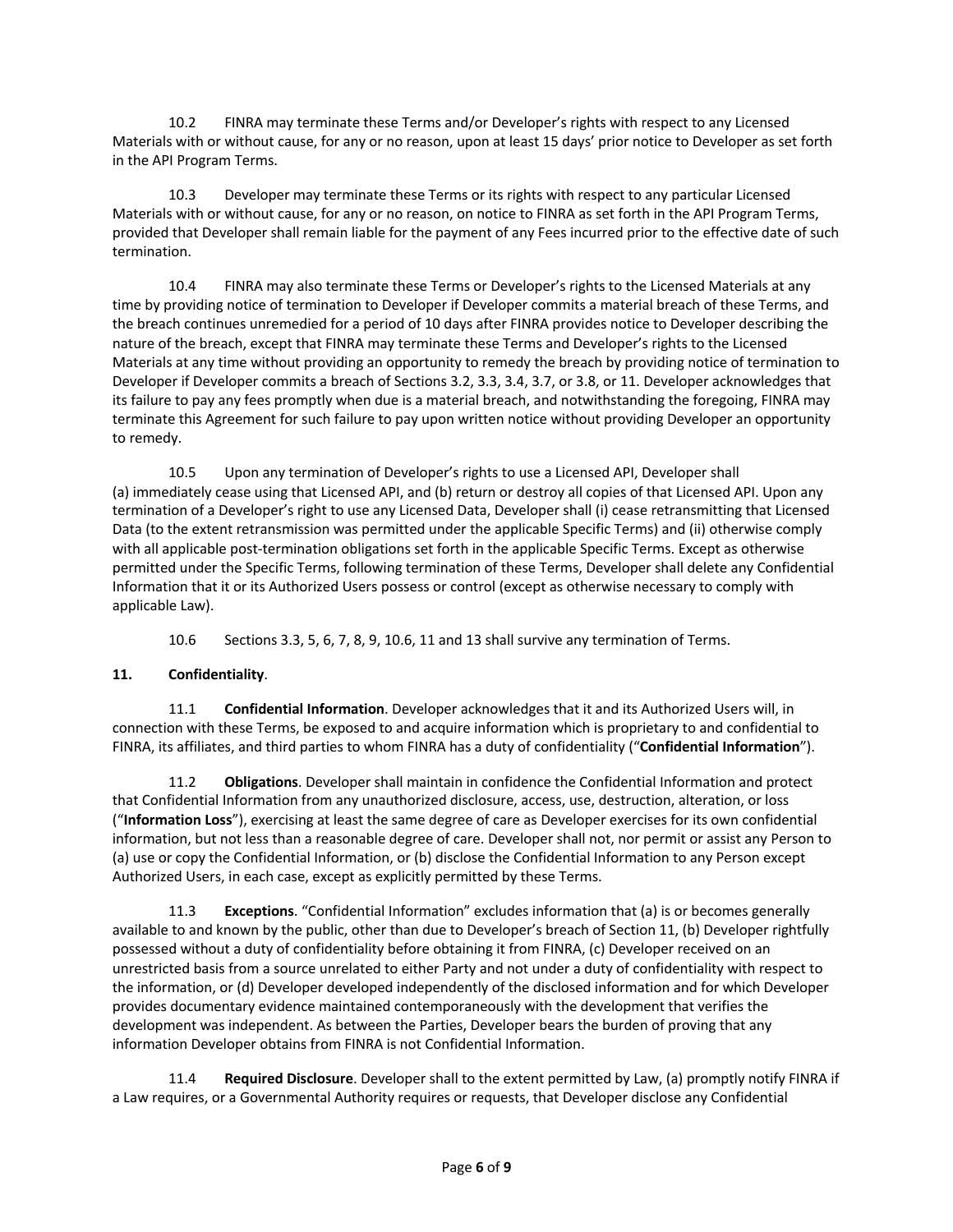10.2 FINRA may terminate these Terms and/or Developer's rights with respect to any Licensed Materials with or without cause, for any or no reason, upon at least 15 days' prior notice to Developer as set forth in the API Program Terms.

10.3 Developer may terminate these Terms or its rights with respect to any particular Licensed Materials with or without cause, for any or no reason, on notice to FINRA as set forth in the API Program Terms, provided that Developer shall remain liable for the payment of any Fees incurred prior to the effective date of such termination.

10.4 FINRA may also terminate these Terms or Developer's rights to the Licensed Materials at any time by providing notice of termination to Developer if Developer commits a material breach of these Terms, and the breach continues unremedied for a period of 10 days after FINRA provides notice to Developer describing the nature of the breach, except that FINRA may terminate these Terms and Developer's rights to the Licensed Materials at any time without providing an opportunity to remedy the breach by providing notice of termination to Developer if Developer commits a breach of Sections 3.2, 3.3, 3.4, 3.7, or 3.8, or 11. Developer acknowledges that its failure to pay any fees promptly when due is a material breach, and notwithstanding the foregoing, FINRA may terminate this Agreement for such failure to pay upon written notice without providing Developer an opportunity to remedy.

10.5 Upon any termination of Developer's rights to use a Licensed API, Developer shall (a) immediately cease using that Licensed API, and (b) return or destroy all copies of that Licensed API. Upon any termination of a Developer's right to use any Licensed Data, Developer shall (i) cease retransmitting that Licensed Data (to the extent retransmission was permitted under the applicable Specific Terms) and (ii) otherwise comply with all applicable post-termination obligations set forth in the applicable Specific Terms. Except as otherwise permitted under the Specific Terms, following termination of these Terms, Developer shall delete any Confidential Information that it or its Authorized Users possess or control (except as otherwise necessary to comply with applicable Law).

10.6 Sections 3.3, 5, 6, 7, 8, 9, 10.6, 11 and 13 shall survive any termination of Terms.

**11. Confidentiality**.

11.1 **Confidential Information**. Developer acknowledges that it and its Authorized Users will, in connection with these Terms, be exposed to and acquire information which is proprietary to and confidential to FINRA, its affiliates, and third parties to whom FINRA has a duty of confidentiality ("**Confidential Information**").

11.2 **Obligations**. Developer shall maintain in confidence the Confidential Information and protect that Confidential Information from any unauthorized disclosure, access, use, destruction, alteration, or loss ("**Information Loss**"), exercising at least the same degree of care as Developer exercises for its own confidential information, but not less than a reasonable degree of care. Developer shall not, nor permit or assist any Person to (a) use or copy the Confidential Information, or (b) disclose the Confidential Information to any Person except Authorized Users, in each case, except as explicitly permitted by these Terms.

11.3 **Exceptions**. "Confidential Information" excludes information that (a) is or becomes generally available to and known by the public, other than due to Developer's breach of Section 11, (b) Developer rightfully possessed without a duty of confidentiality before obtaining it from FINRA, (c) Developer received on an unrestricted basis from a source unrelated to either Party and not under a duty of confidentiality with respect to the information, or (d) Developer developed independently of the disclosed information and for which Developer provides documentary evidence maintained contemporaneously with the development that verifies the development was independent. As between the Parties, Developer bears the burden of proving that any information Developer obtains from FINRA is not Confidential Information.

11.4 **Required Disclosure**. Developer shall to the extent permitted by Law, (a) promptly notify FINRA if a Law requires, or a Governmental Authority requires or requests, that Developer disclose any Confidential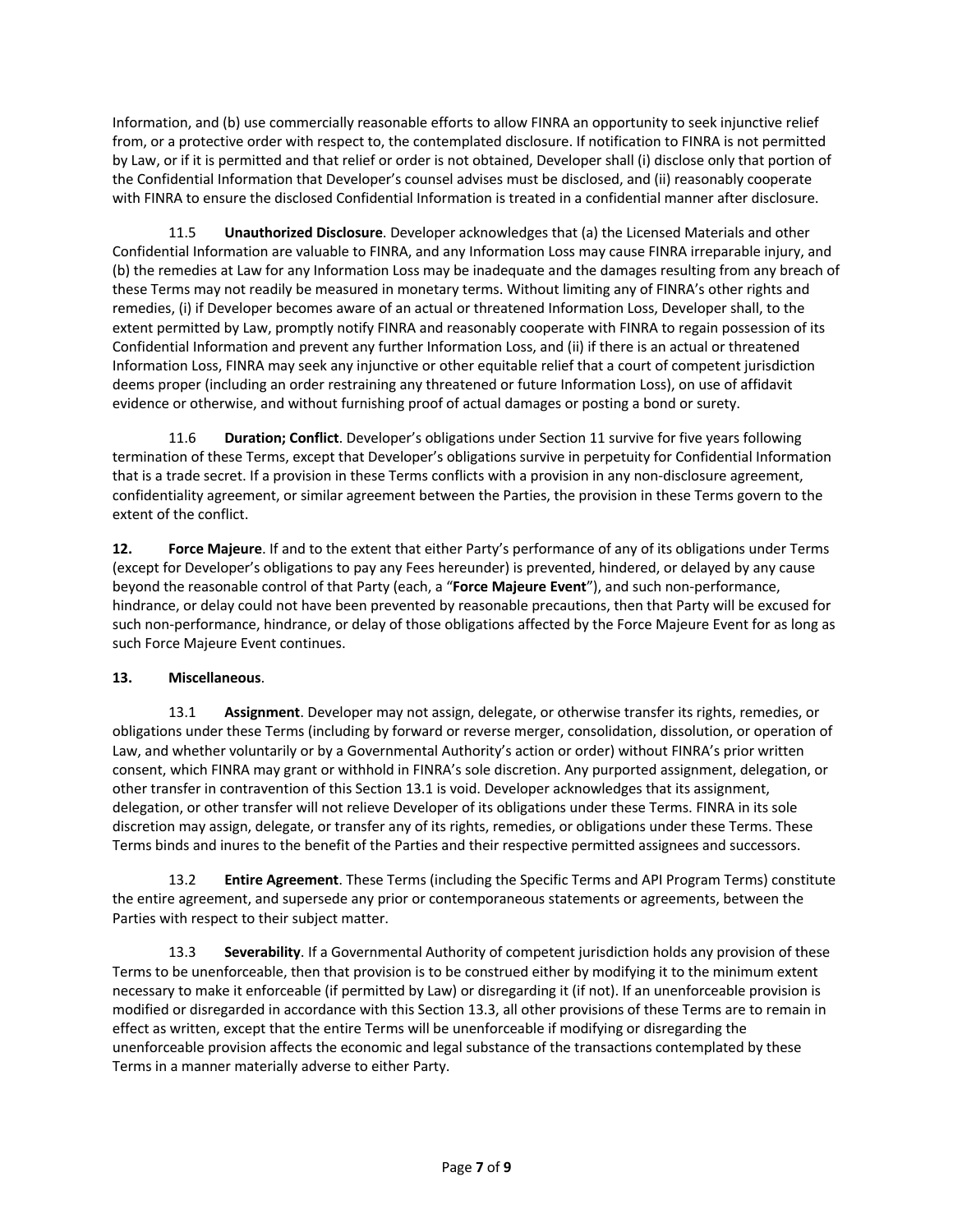Information, and (b) use commercially reasonable efforts to allow FINRA an opportunity to seek injunctive relief from, or a protective order with respect to, the contemplated disclosure. If notification to FINRA is not permitted by Law, or if it is permitted and that relief or order is not obtained, Developer shall (i) disclose only that portion of the Confidential Information that Developer's counsel advises must be disclosed, and (ii) reasonably cooperate with FINRA to ensure the disclosed Confidential Information is treated in a confidential manner after disclosure.

11.5 **Unauthorized Disclosure**. Developer acknowledges that (a) the Licensed Materials and other Confidential Information are valuable to FINRA, and any Information Loss may cause FINRA irreparable injury, and (b) the remedies at Law for any Information Loss may be inadequate and the damages resulting from any breach of these Terms may not readily be measured in monetary terms. Without limiting any of FINRA's other rights and remedies, (i) if Developer becomes aware of an actual or threatened Information Loss, Developer shall, to the extent permitted by Law, promptly notify FINRA and reasonably cooperate with FINRA to regain possession of its Confidential Information and prevent any further Information Loss, and (ii) if there is an actual or threatened Information Loss, FINRA may seek any injunctive or other equitable relief that a court of competent jurisdiction deems proper (including an order restraining any threatened or future Information Loss), on use of affidavit evidence or otherwise, and without furnishing proof of actual damages or posting a bond or surety.

11.6 **Duration; Conflict**. Developer's obligations under Section 11 survive for five years following termination of these Terms, except that Developer's obligations survive in perpetuity for Confidential Information that is a trade secret. If a provision in these Terms conflicts with a provision in any non-disclosure agreement, confidentiality agreement, or similar agreement between the Parties, the provision in these Terms govern to the extent of the conflict.

**12. Force Majeure**. If and to the extent that either Party's performance of any of its obligations under Terms (except for Developer's obligations to pay any Fees hereunder) is prevented, hindered, or delayed by any cause beyond the reasonable control of that Party (each, a "**Force Majeure Event**"), and such non-performance, hindrance, or delay could not have been prevented by reasonable precautions, then that Party will be excused for such non-performance, hindrance, or delay of those obligations affected by the Force Majeure Event for as long as such Force Majeure Event continues.

**13. Miscellaneous**.

13.1 **Assignment**. Developer may not assign, delegate, or otherwise transfer its rights, remedies, or obligations under these Terms (including by forward or reverse merger, consolidation, dissolution, or operation of Law, and whether voluntarily or by a Governmental Authority's action or order) without FINRA's prior written consent, which FINRA may grant or withhold in FINRA's sole discretion. Any purported assignment, delegation, or other transfer in contravention of this Section 13.1 is void. Developer acknowledges that its assignment, delegation, or other transfer will not relieve Developer of its obligations under these Terms. FINRA in its sole discretion may assign, delegate, or transfer any of its rights, remedies, or obligations under these Terms. These Terms binds and inures to the benefit of the Parties and their respective permitted assignees and successors.

13.2 **Entire Agreement**. These Terms (including the Specific Terms and API Program Terms) constitute the entire agreement, and supersede any prior or contemporaneous statements or agreements, between the Parties with respect to their subject matter.

13.3 **Severability**. If a Governmental Authority of competent jurisdiction holds any provision of these Terms to be unenforceable, then that provision is to be construed either by modifying it to the minimum extent necessary to make it enforceable (if permitted by Law) or disregarding it (if not). If an unenforceable provision is modified or disregarded in accordance with this Section 13.3, all other provisions of these Terms are to remain in effect as written, except that the entire Terms will be unenforceable if modifying or disregarding the unenforceable provision affects the economic and legal substance of the transactions contemplated by these Terms in a manner materially adverse to either Party.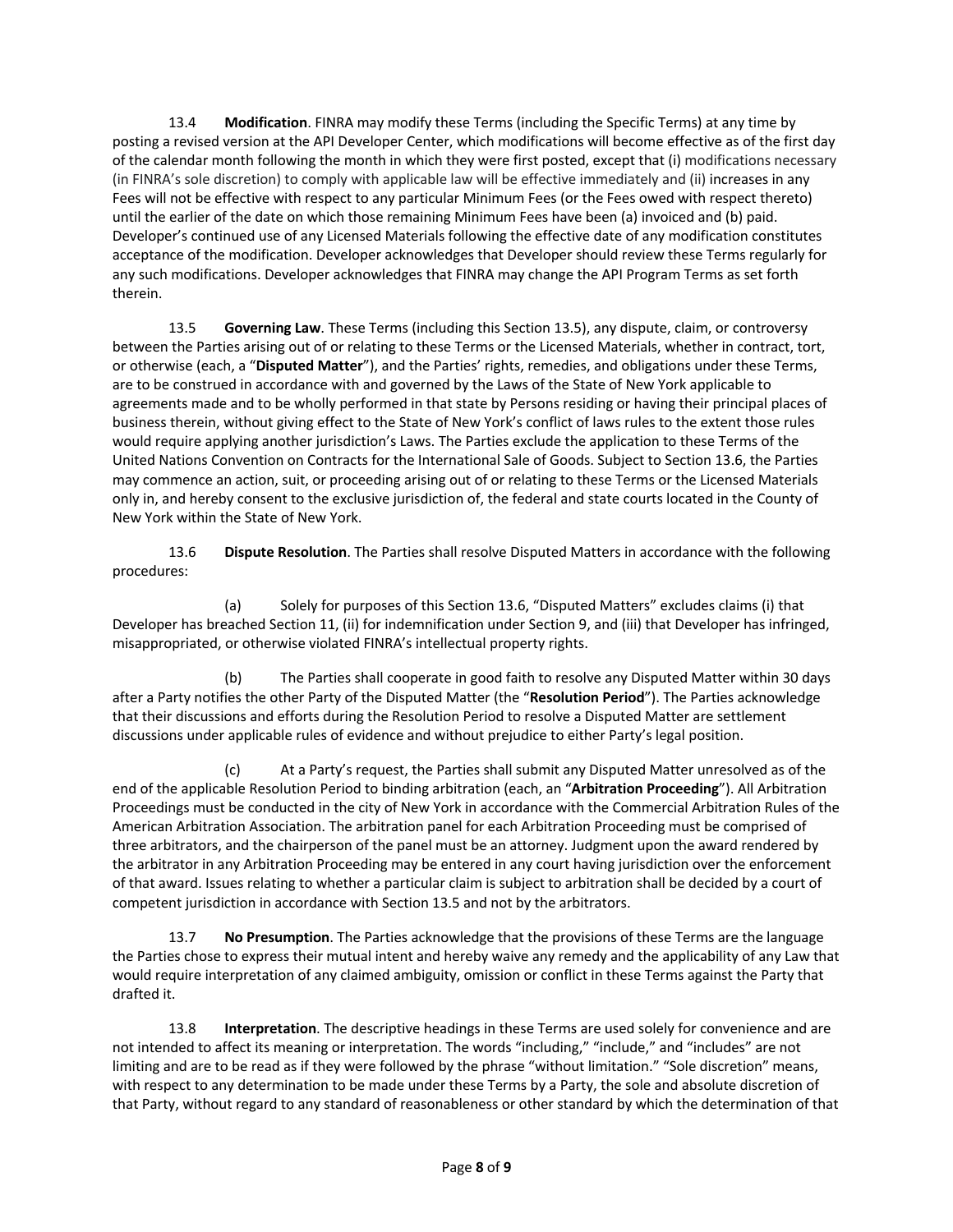13.4 **Modification**. FINRA may modify these Terms (including the Specific Terms) at any time by posting a revised version at the API Developer Center, which modifications will become effective as of the first day of the calendar month following the month in which they were first posted, except that (i) modifications necessary (in FINRA's sole discretion) to comply with applicable law will be effective immediately and (ii) increases in any Fees will not be effective with respect to any particular Minimum Fees (or the Fees owed with respect thereto) until the earlier of the date on which those remaining Minimum Fees have been (a) invoiced and (b) paid. Developer's continued use of any Licensed Materials following the effective date of any modification constitutes acceptance of the modification. Developer acknowledges that Developer should review these Terms regularly for any such modifications. Developer acknowledges that FINRA may change the API Program Terms as set forth therein.

13.5 **Governing Law**. These Terms (including this Section 13.5), any dispute, claim, or controversy between the Parties arising out of or relating to these Terms or the Licensed Materials, whether in contract, tort, or otherwise (each, a "**Disputed Matter**"), and the Parties' rights, remedies, and obligations under these Terms, are to be construed in accordance with and governed by the Laws of the State of New York applicable to agreements made and to be wholly performed in that state by Persons residing or having their principal places of business therein, without giving effect to the State of New York's conflict of laws rules to the extent those rules would require applying another jurisdiction's Laws. The Parties exclude the application to these Terms of the United Nations Convention on Contracts for the International Sale of Goods. Subject to Section 13.6, the Parties may commence an action, suit, or proceeding arising out of or relating to these Terms or the Licensed Materials only in, and hereby consent to the exclusive jurisdiction of, the federal and state courts located in the County of New York within the State of New York.

13.6 **Dispute Resolution**. The Parties shall resolve Disputed Matters in accordance with the following procedures:

(a) Solely for purposes of this Section 13.6, "Disputed Matters" excludes claims (i) that Developer has breached Section 11, (ii) for indemnification under Section 9, and (iii) that Developer has infringed, misappropriated, or otherwise violated FINRA's intellectual property rights.

(b) The Parties shall cooperate in good faith to resolve any Disputed Matter within 30 days after a Party notifies the other Party of the Disputed Matter (the "**Resolution Period**"). The Parties acknowledge that their discussions and efforts during the Resolution Period to resolve a Disputed Matter are settlement discussions under applicable rules of evidence and without prejudice to either Party's legal position.

(c) At a Party's request, the Parties shall submit any Disputed Matter unresolved as of the end of the applicable Resolution Period to binding arbitration (each, an "**Arbitration Proceeding**"). All Arbitration Proceedings must be conducted in the city of New York in accordance with the Commercial Arbitration Rules of the American Arbitration Association. The arbitration panel for each Arbitration Proceeding must be comprised of three arbitrators, and the chairperson of the panel must be an attorney. Judgment upon the award rendered by the arbitrator in any Arbitration Proceeding may be entered in any court having jurisdiction over the enforcement of that award. Issues relating to whether a particular claim is subject to arbitration shall be decided by a court of competent jurisdiction in accordance with Section 13.5 and not by the arbitrators.

13.7 **No Presumption**. The Parties acknowledge that the provisions of these Terms are the language the Parties chose to express their mutual intent and hereby waive any remedy and the applicability of any Law that would require interpretation of any claimed ambiguity, omission or conflict in these Terms against the Party that drafted it.

13.8 **Interpretation**. The descriptive headings in these Terms are used solely for convenience and are not intended to affect its meaning or interpretation. The words "including," "include," and "includes" are not limiting and are to be read as if they were followed by the phrase "without limitation." "Sole discretion" means, with respect to any determination to be made under these Terms by a Party, the sole and absolute discretion of that Party, without regard to any standard of reasonableness or other standard by which the determination of that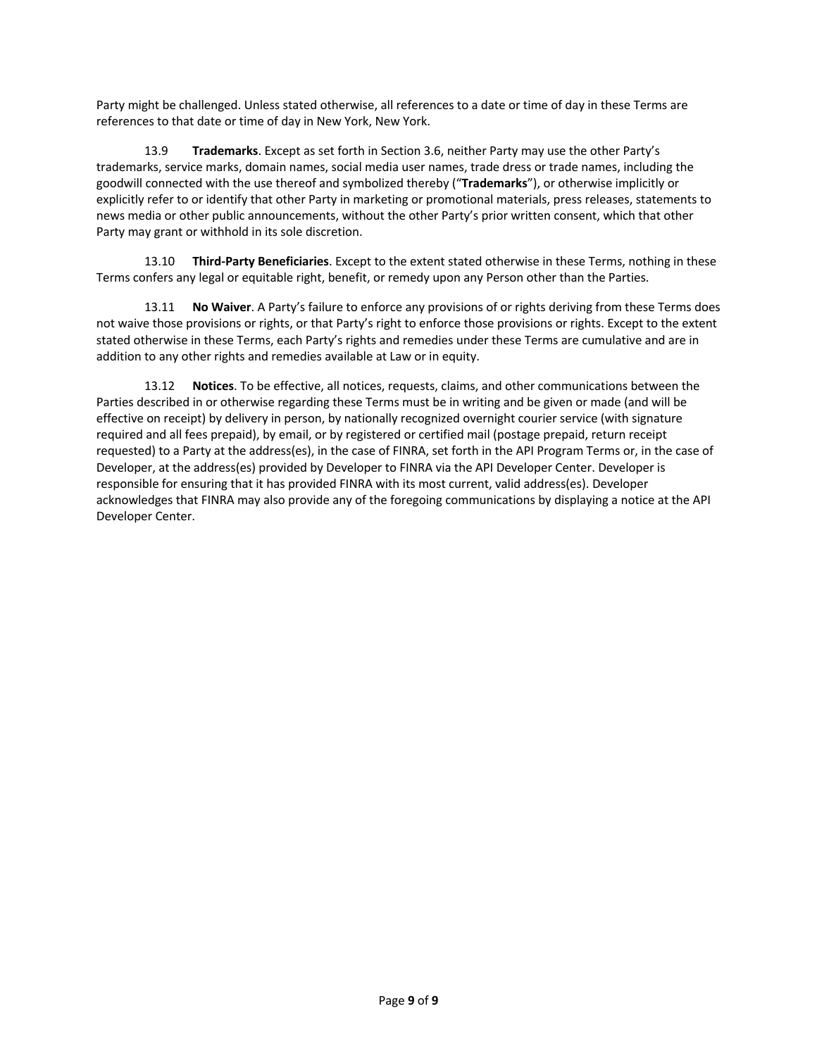Party might be challenged. Unless stated otherwise, all references to a date or time of day in these Terms are references to that date or time of day in New York, New York.

13.9 **Trademarks**. Except as set forth in Section 3.6, neither Party may use the other Party's trademarks, service marks, domain names, social media user names, trade dress or trade names, including the goodwill connected with the use thereof and symbolized thereby ("**Trademarks**"), or otherwise implicitly or explicitly refer to or identify that other Party in marketing or promotional materials, press releases, statements to news media or other public announcements, without the other Party's prior written consent, which that other Party may grant or withhold in its sole discretion.

13.10 **Third-Party Beneficiaries**. Except to the extent stated otherwise in these Terms, nothing in these Terms confers any legal or equitable right, benefit, or remedy upon any Person other than the Parties.

13.11 **No Waiver**. A Party's failure to enforce any provisions of or rights deriving from these Terms does not waive those provisions or rights, or that Party's right to enforce those provisions or rights. Except to the extent stated otherwise in these Terms, each Party's rights and remedies under these Terms are cumulative and are in addition to any other rights and remedies available at Law or in equity.

13.12 **Notices**. To be effective, all notices, requests, claims, and other communications between the Parties described in or otherwise regarding these Terms must be in writing and be given or made (and will be effective on receipt) by delivery in person, by nationally recognized overnight courier service (with signature required and all fees prepaid), by email, or by registered or certified mail (postage prepaid, return receipt requested) to a Party at the address(es), in the case of FINRA, set forth in the API Program Terms or, in the case of Developer, at the address(es) provided by Developer to FINRA via the API Developer Center. Developer is responsible for ensuring that it has provided FINRA with its most current, valid address(es). Developer acknowledges that FINRA may also provide any of the foregoing communications by displaying a notice at the API Developer Center.